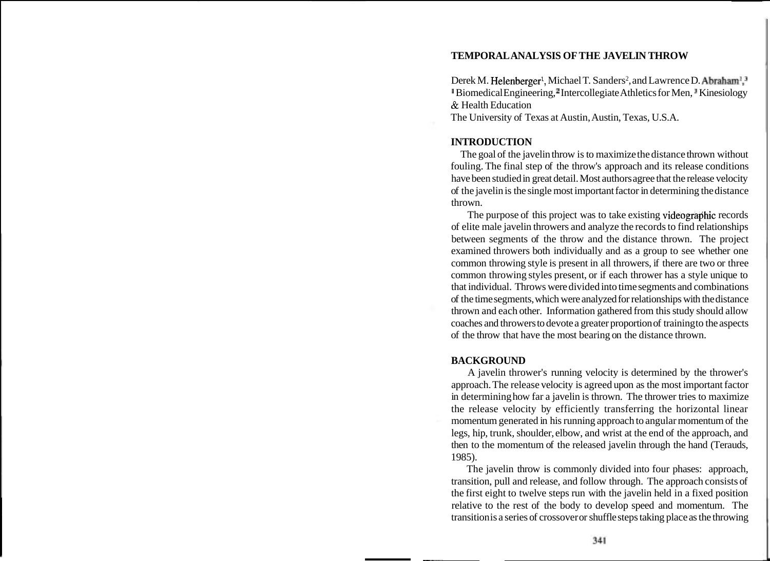# TEMPORAL ANALYSIS OF THE JAVELIN THROW

Derek M. Helenberger[1], Michael T. Sanders[2], and Lawrence D. Abraham[1,3]
[1] Biomedical Engineering, [2] Intercollegiate Athletics for Men, [3] Kinesiology & Health Education
The University of Texas at Austin, Austin, Texas, U.S.A.

## INTRODUCTION

The goal of the javelin throw is to maximize the distance thrown without fouling. The final step of the throw's approach and its release conditions have been studied in great detail. Most authors agree that the release velocity of the javelin is the single most important factor in determining the distance thrown.

The purpose of this project was to take existing videographic records of elite male javelin throwers and analyze the records to find relationships between segments of the throw and the distance thrown. The project examined throwers both individually and as a group to see whether one common throwing style is present in all throwers, if there are two or three common throwing styles present, or if each thrower has a style unique to that individual. Throws were divided into time segments and combinations of the time segments, which were analyzed for relationships with the distance thrown and each other. Information gathered from this study should allow coaches and throwers to devote a greater proportion of training to the aspects of the throw that have the most bearing on the distance thrown.

## BACKGROUND

A javelin thrower's running velocity is determined by the thrower's approach. The release velocity is agreed upon as the most important factor in determining how far a javelin is thrown. The thrower tries to maximize the release velocity by efficiently transferring the horizontal linear momentum generated in his running approach to angular momentum of the legs, hip, trunk, shoulder, elbow, and wrist at the end of the approach, and then to the momentum of the released javelin through the hand (Terauds, 1985).

The javelin throw is commonly divided into four phases: approach, transition, pull and release, and follow through. The approach consists of the first eight to twelve steps run with the javelin held in a fixed position relative to the rest of the body to develop speed and momentum. The transition is a series of crossover or shuffle steps taking place as the throwing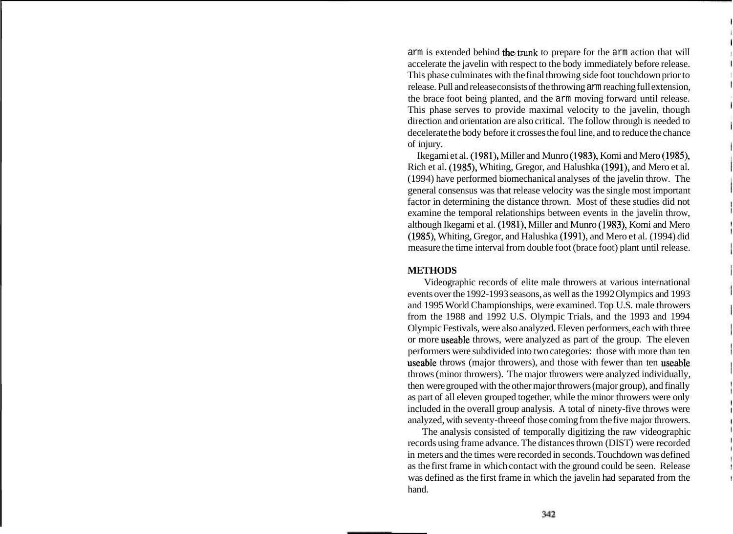arm is extended behind the trunk to prepare for the arm action that will accelerate the javelin with respect to the body immediately before release. This phase culminates with the final throwing side foot touchdown prior to release. Pull and release consists of the throwing arm reaching full extension, the brace foot being planted, and the arm moving forward until release. This phase serves to provide maximal velocity to the javelin, though direction and orientation are also critical. The follow through is needed to decelerate the body before it crosses the foul line, and to reduce the chance of injury.

Ikegami et al. (1981), Miller and Munro (1983), Komi and Mero (1985), Rich et al. (1985), Whiting, Gregor, and Halushka (1991), and Mero et al. (1994) have performed biomechanical analyses of the javelin throw. The general consensus was that release velocity was the single most important factor in determining the distance thrown. Most of these studies did not examine the temporal relationships between events in the javelin throw, although Ikegami et al. (1981), Miller and Munro (1983), Komi and Mero (1985), Whiting, Gregor, and Halushka (1991), and Mero et al. (1994) did measure the time interval from double foot (brace foot) plant until release.

## METHODS

Videographic records of elite male throwers at various international events over the 1992-1993 seasons, as well as the 1992 Olympics and 1993 and 1995 World Championships, were examined. Top U.S. male throwers from the 1988 and 1992 U.S. Olympic Trials, and the 1993 and 1994 Olympic Festivals, were also analyzed. Eleven performers, each with three or more useable throws, were analyzed as part of the group. The eleven performers were subdivided into two categories: those with more than ten useable throws (major throwers), and those with fewer than ten useable throws (minor throwers). The major throwers were analyzed individually, then were grouped with the other major throwers (major group), and finally as part of all eleven grouped together, while the minor throwers were only included in the overall group analysis. A total of ninety-five throws were analyzed, with seventy-three of those coming from the five major throwers.

The analysis consisted of temporally digitizing the raw videographic records using frame advance. The distances thrown (DIST) were recorded in meters and the times were recorded in seconds. Touchdown was defined as the first frame in which contact with the ground could be seen. Release was defined as the first frame in which the javelin had separated from the hand.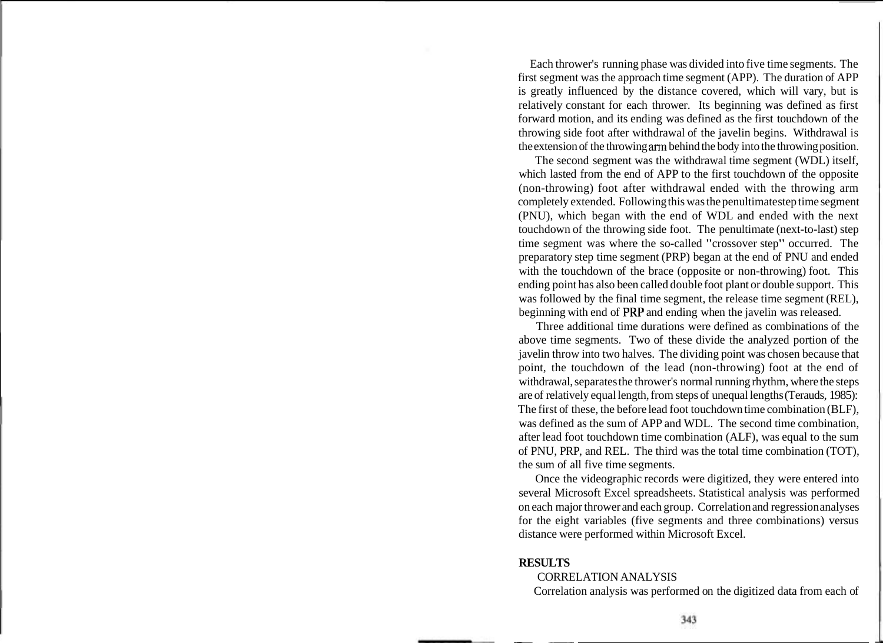Each thrower's running phase was divided into five time segments. The first segment was the approach time segment (APP). The duration of APP is greatly influenced by the distance covered, which will vary, but is relatively constant for each thrower. Its beginning was defined as first forward motion, and its ending was defined as the first touchdown of the throwing side foot after withdrawal of the javelin begins. Withdrawal is the extension of the throwing arm behind the body into the throwing position.

The second segment was the withdrawal time segment (WDL) itself, which lasted from the end of APP to the first touchdown of the opposite (non-throwing) foot after withdrawal ended with the throwing arm completely extended. Following this was the penultimate step time segment (PNU), which began with the end of WDL and ended with the next touchdown of the throwing side foot. The penultimate (next-to-last) step time segment was where the so-called "crossover step" occurred. The preparatory step time segment (PRP) began at the end of PNU and ended with the touchdown of the brace (opposite or non-throwing) foot. This ending point has also been called double foot plant or double support. This was followed by the final time segment, the release time segment (REL), beginning with end of PRP and ending when the javelin was released.

Three additional time durations were defined as combinations of the above time segments. Two of these divide the analyzed portion of the javelin throw into two halves. The dividing point was chosen because that point, the touchdown of the lead (non-throwing) foot at the end of withdrawal, separates the thrower's normal running rhythm, where the steps are of relatively equal length, from steps of unequal lengths (Terauds, 1985): The first of these, the before lead foot touchdown time combination (BLF), was defined as the sum of APP and WDL. The second time combination, after lead foot touchdown time combination (ALF), was equal to the sum of PNU, PRP, and REL. The third was the total time combination (TOT), the sum of all five time segments.

Once the videographic records were digitized, they were entered into several Microsoft Excel spreadsheets. Statistical analysis was performed on each major thrower and each group. Correlation and regression analyses for the eight variables (five segments and three combinations) versus distance were performed within Microsoft Excel.

## RESULTS

### CORRELATION ANALYSIS

Correlation analysis was performed on the digitized data from each of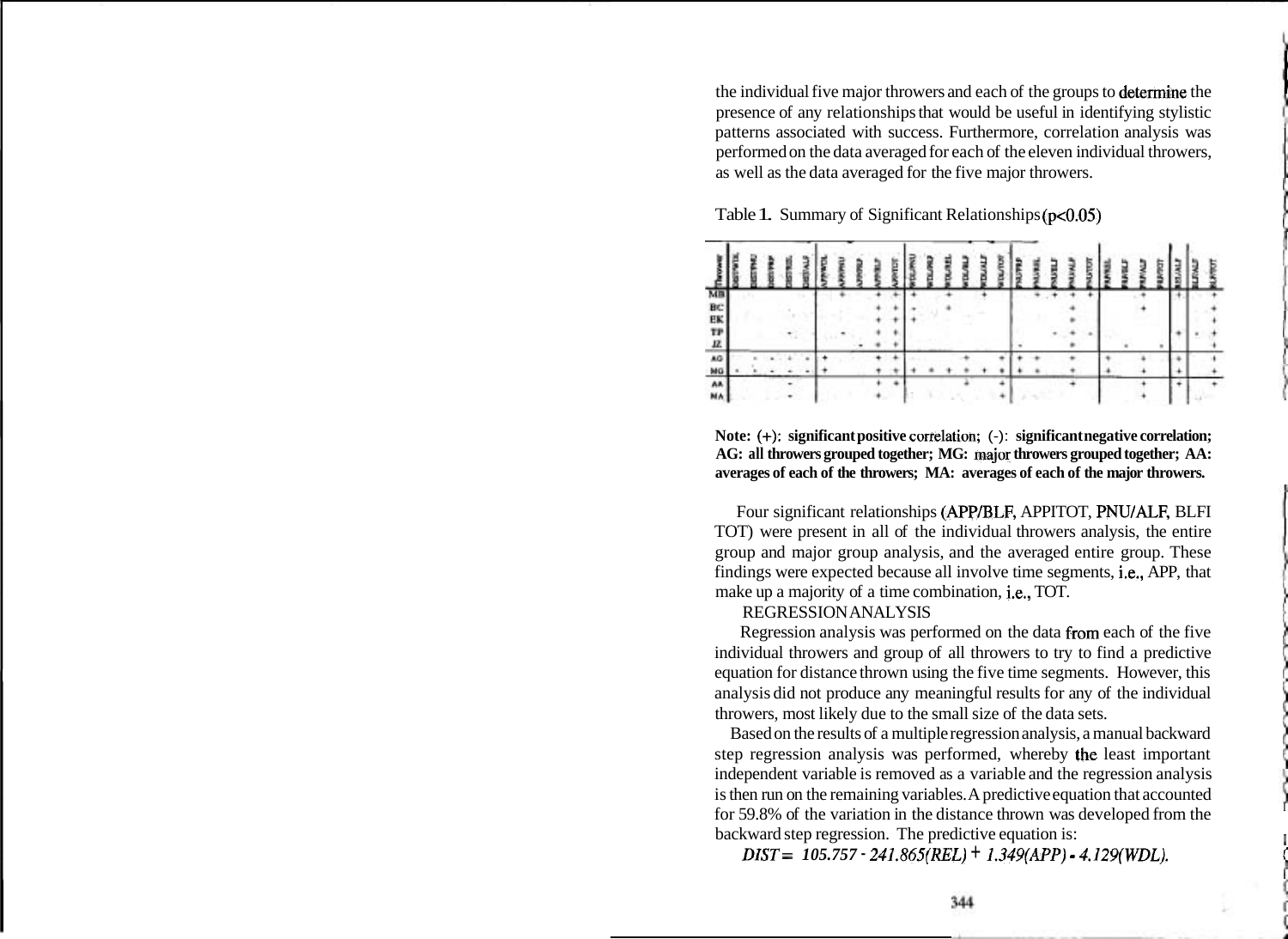the individual five major throwers and each of the groups to determine the presence of any relationships that would be useful in identifying stylistic patterns associated with success. Furthermore, correlation analysis was performed on the data averaged for each of the eleven individual throwers, as well as the data averaged for the five major throwers.

Table 1. Summary of Significant Relationships ($p<0.05$)

| THROWER | DIST/WDL | DIST/PNU | DIST/PAP | DIST/REL | DIST/ALF | APP/WDL | APP/PNU | APP/PAP | APP/BLF | APP/TOT | WDL/PNU | WDL/PAP | WDL/REL | WDL/BLF | WDL/ALF | WDL/TOT | PNU/PAP | PNU/REL | PNU/BLF | PNU/ALF | PNU/TOT | PAP/REL | PAP/BLF | PAP/ALF | PAP/TOT | REL/ALF | BLF/ALF | BLF/TOT |
|---|---|---|---|---|---|---|---|---|---|---|---|---|---|---|---|---|---|---|---|---|---|---|---|---|---|---|---|---|
| MB | | | | | | | + | | + | + | + | | + | | + | | | + | + | + | + | | | + | | + | | + |
| BC | | | | | | | | | + | + | - | | + | | | | | | | + | | | | + | | | | + |
| EK | | | | | | | | | + | + | + | | | | | | | | | + | | | | | | | | + |
| TP | | | | - | | | - | | + | + | | | | | | | | | - | + | - | | | | | + | - | + |
| JZ | | | | | | | | - | + | + | | | | | | | - | | | + | | | - | | - | | | + |
| AG | | - | - | - | - | + | | | + | + | | | | + | | + | + | + | | + | | + | | + | | + | | + |
| MG | - | - | - | - | - | + | | | + | + | + | + | + | + | + | + | + | + | | + | | + | | + | | + | | + |
| AA | | | | - | | | | | + | + | | | | + | | + | | | | + | | | | + | | + | | + |
| MA | | | | - | | | | | + | | | | | | | + | | | | | | | | + | | | | |

**Note: (+): significant positive correlation; (-): significant negative correlation; AG: all throwers grouped together; MG: major throwers grouped together; AA: averages of each of the throwers; MA: averages of each of the major throwers.**

Four significant relationships (APP/BLF, APP/TOT, PNU/ALF, BLF/TOT) were present in all of the individual throwers analysis, the entire group and major group analysis, and the averaged entire group. These findings were expected because all involve time segments, i.e., APP, that make up a majority of a time combination, i.e., TOT.

REGRESSION ANALYSIS

Regression analysis was performed on the data from each of the five individual throwers and group of all throwers to try to find a predictive equation for distance thrown using the five time segments. However, this analysis did not produce any meaningful results for any of the individual throwers, most likely due to the small size of the data sets.

Based on the results of a multiple regression analysis, a manual backward step regression analysis was performed, whereby the least important independent variable is removed as a variable and the regression analysis is then run on the remaining variables. A predictive equation that accounted for 59.8% of the variation in the distance thrown was developed from the backward step regression. The predictive equation is:

$$DIST = 105.757 - 241.865(REL) + 1.349(APP) - 4.129(WDL).$$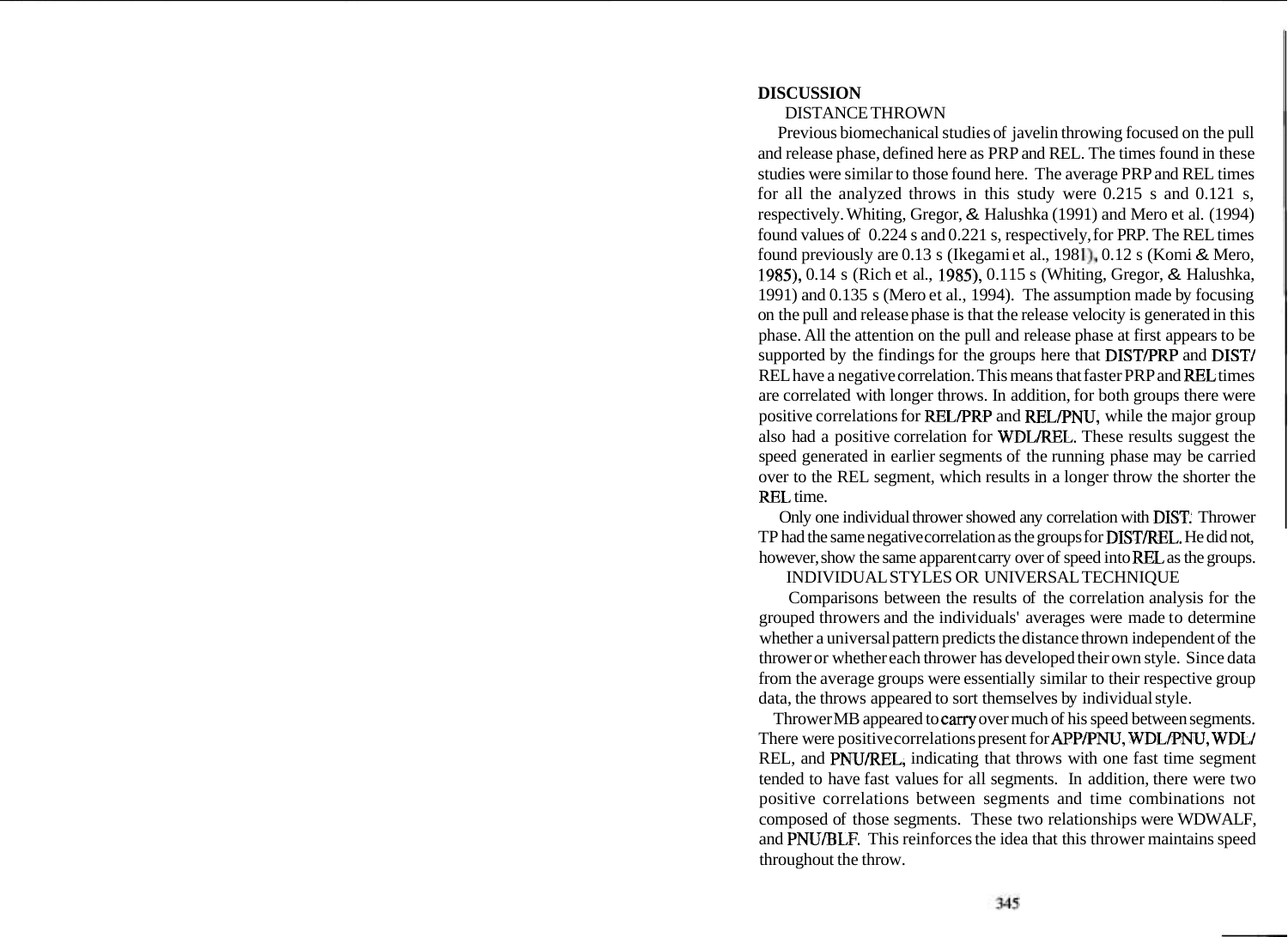## DISCUSSION

### DISTANCE THROWN

Previous biomechanical studies of javelin throwing focused on the pull and release phase, defined here as PRP and REL. The times found in these studies were similar to those found here. The average PRP and REL times for all the analyzed throws in this study were 0.215 s and 0.121 s, respectively. Whiting, Gregor, & Halushka (1991) and Mero et al. (1994) found values of 0.224 s and 0.221 s, respectively, for PRP. The REL times found previously are 0.13 s (Ikegami et al., 1981), 0.12 s (Komi & Mero, 1985), 0.14 s (Rich et al., 1985), 0.115 s (Whiting, Gregor, & Halushka, 1991) and 0.135 s (Mero et al., 1994). The assumption made by focusing on the pull and release phase is that the release velocity is generated in this phase. All the attention on the pull and release phase at first appears to be supported by the findings for the groups here that DIST/PRP and DIST/REL have a negative correlation. This means that faster PRP and REL times are correlated with longer throws. In addition, for both groups there were positive correlations for REL/PRP and REL/PNU, while the major group also had a positive correlation for WDL/REL. These results suggest the speed generated in earlier segments of the running phase may be carried over to the REL segment, which results in a longer throw the shorter the REL time.

Only one individual thrower showed any correlation with DIST. Thrower TP had the same negative correlation as the groups for DIST/REL. He did not, however, show the same apparent carry over of speed into REL as the groups.

### INDIVIDUAL STYLES OR UNIVERSAL TECHNIQUE

Comparisons between the results of the correlation analysis for the grouped throwers and the individuals' averages were made to determine whether a universal pattern predicts the distance thrown independent of the thrower or whether each thrower has developed their own style. Since data from the average groups were essentially similar to their respective group data, the throws appeared to sort themselves by individual style.

Thrower MB appeared to carry over much of his speed between segments. There were positive correlations present for APP/PNU, WDL/PNU, WDL/REL, and PNU/REL, indicating that throws with one fast time segment tended to have fast values for all segments. In addition, there were two positive correlations between segments and time combinations not composed of those segments. These two relationships were WDWALF, and PNU/BLF. This reinforces the idea that this thrower maintains speed throughout the throw.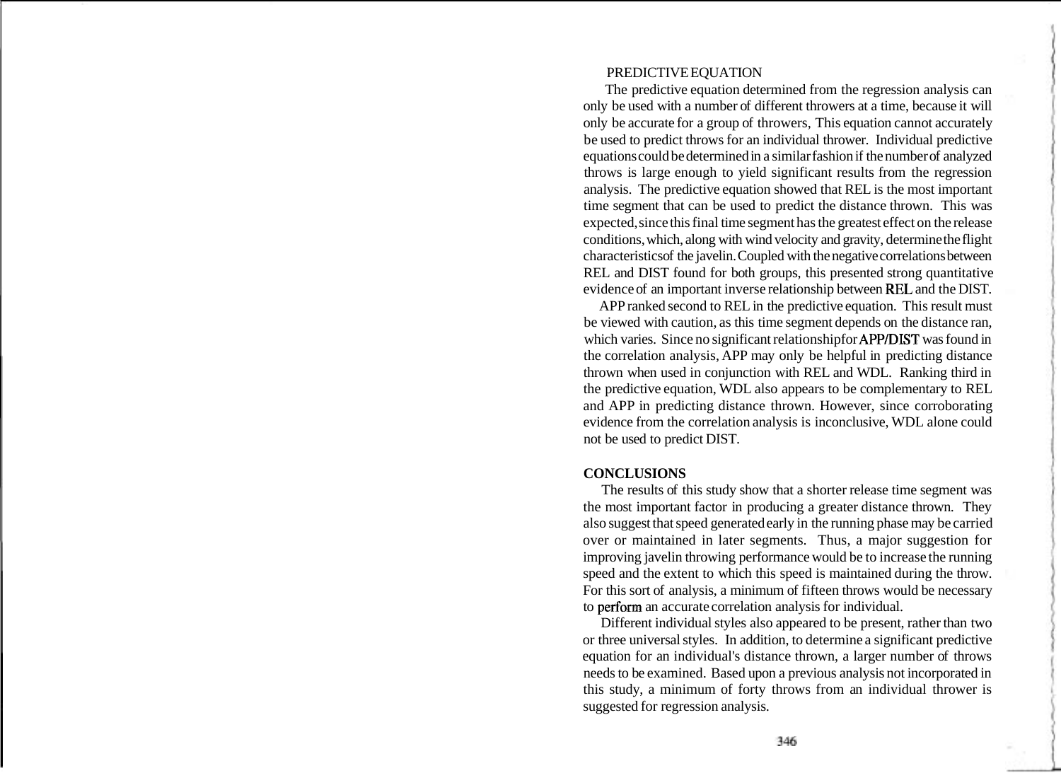PREDICTIVE EQUATION

The predictive equation determined from the regression analysis can only be used with a number of different throwers at a time, because it will only be accurate for a group of throwers, This equation cannot accurately be used to predict throws for an individual thrower. Individual predictive equations could be determined in a similar fashion if the number of analyzed throws is large enough to yield significant results from the regression analysis. The predictive equation showed that REL is the most important time segment that can be used to predict the distance thrown. This was expected, since this final time segment has the greatest effect on the release conditions, which, along with wind velocity and gravity, determine the flight characteristicsof the javelin. Coupled with the negative correlations between REL and DIST found for both groups, this presented strong quantitative evidence of an important inverse relationship between REL and the DIST.

APP ranked second to REL in the predictive equation. This result must be viewed with caution, as this time segment depends on the distance ran, which varies. Since no significant relationshipfor APP/DIST was found in the correlation analysis, APP may only be helpful in predicting distance thrown when used in conjunction with REL and WDL. Ranking third in the predictive equation, WDL also appears to be complementary to REL and APP in predicting distance thrown. However, since corroborating evidence from the correlation analysis is inconclusive, WDL alone could not be used to predict DIST.

## CONCLUSIONS

The results of this study show that a shorter release time segment was the most important factor in producing a greater distance thrown. They also suggest that speed generated early in the running phase may be carried over or maintained in later segments. Thus, a major suggestion for improving javelin throwing performance would be to increase the running speed and the extent to which this speed is maintained during the throw. For this sort of analysis, a minimum of fifteen throws would be necessary to perform an accurate correlation analysis for individual.

Different individual styles also appeared to be present, rather than two or three universal styles. In addition, to determine a significant predictive equation for an individual's distance thrown, a larger number of throws needs to be examined. Based upon a previous analysis not incorporated in this study, a minimum of forty throws from an individual thrower is suggested for regression analysis.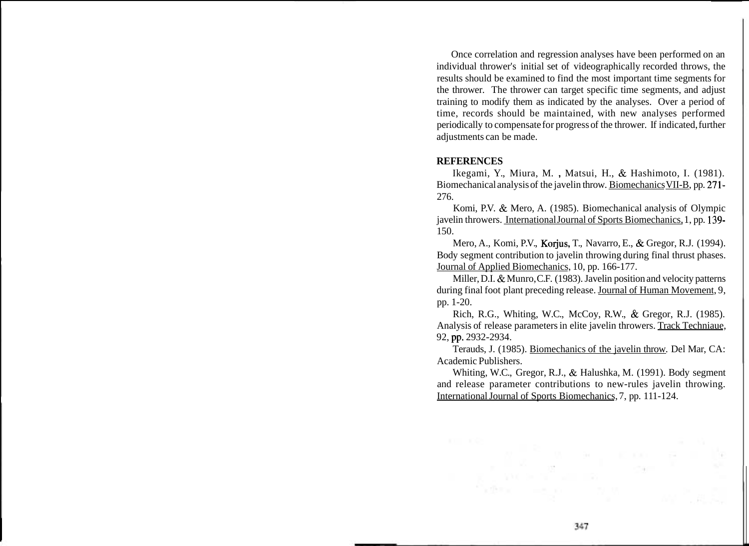Once correlation and regression analyses have been performed on an individual thrower's initial set of videographically recorded throws, the results should be examined to find the most important time segments for the thrower. The thrower can target specific time segments, and adjust training to modify them as indicated by the analyses. Over a period of time, records should be maintained, with new analyses performed periodically to compensate for progress of the thrower. If indicated, further adjustments can be made.

## REFERENCES

Ikegami, Y., Miura, M. , Matsui, H., & Hashimoto, I. (1981). Biomechanical analysis of the javelin throw. Biomechanics VII-B, pp. 271-276.

Komi, P.V. & Mero, A. (1985). Biomechanical analysis of Olympic javelin throwers. International Journal of Sports Biomechanics, 1, pp. 139-150.

Mero, A., Komi, P.V., Korjus, T., Navarro, E., & Gregor, R.J. (1994). Body segment contribution to javelin throwing during final thrust phases. Journal of Applied Biomechanics, 10, pp. 166-177.

Miller, D.I. & Munro, C.F. (1983). Javelin position and velocity patterns during final foot plant preceding release. Journal of Human Movement, 9, pp. 1-20.

Rich, R.G., Whiting, W.C., McCoy, R.W., & Gregor, R.J. (1985). Analysis of release parameters in elite javelin throwers. Track Techniaue, 92, pp. 2932-2934.

Terauds, J. (1985). Biomechanics of the javelin throw. Del Mar, CA: Academic Publishers.

Whiting, W.C., Gregor, R.J., & Halushka, M. (1991). Body segment and release parameter contributions to new-rules javelin throwing. International Journal of Sports Biomechanics, 7, pp. 111-124.